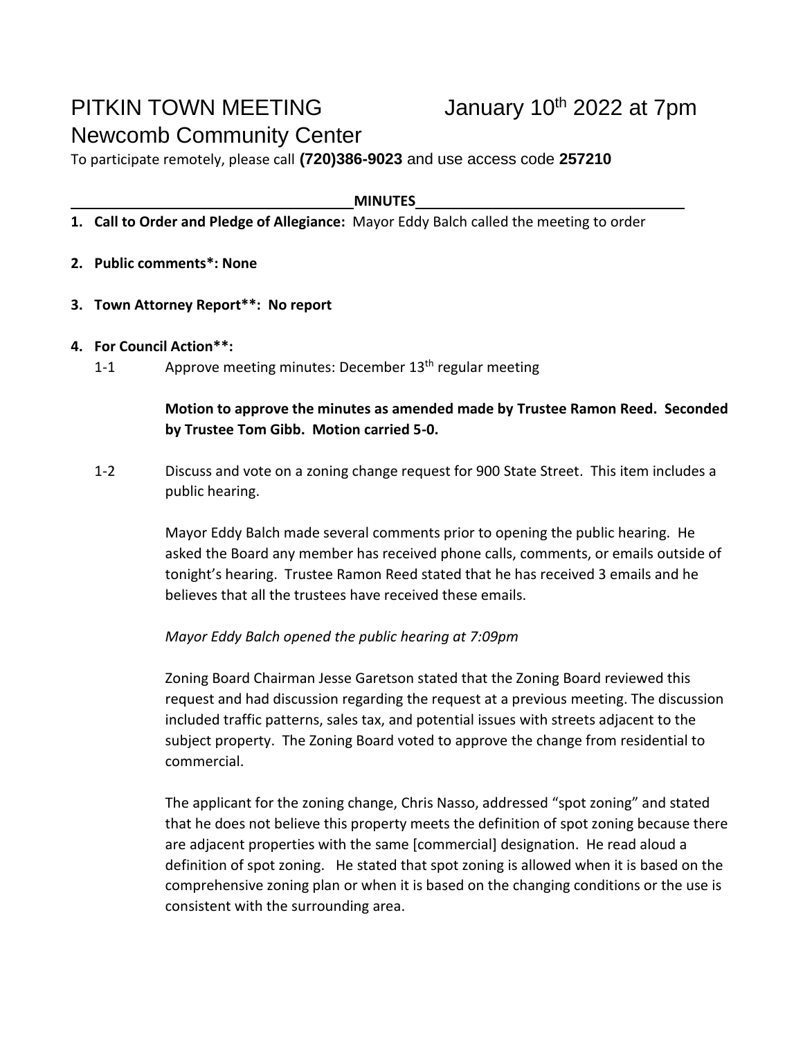# PITKIN TOWN MEETING January 10th 2022 at 7pm

## Newcomb Community Center

To participate remotely, please call **(720)386-9023** and use access code **257210**

**MINUTES**

1. **Call to Order and Pledge of Allegiance:** Mayor Eddy Balch called the meeting to order

2. **Public comments*: None**

3. **Town Attorney Report**: No report**

4. **For Council Action**:**

   1-1 Approve meeting minutes: December 13th regular meeting

   **Motion to approve the minutes as amended made by Trustee Ramon Reed. Seconded by Trustee Tom Gibb. Motion carried 5-0.**

   1-2 Discuss and vote on a zoning change request for 900 State Street. This item includes a public hearing.

   Mayor Eddy Balch made several comments prior to opening the public hearing. He asked the Board any member has received phone calls, comments, or emails outside of tonight's hearing. Trustee Ramon Reed stated that he has received 3 emails and he believes that all the trustees have received these emails.

   *Mayor Eddy Balch opened the public hearing at 7:09pm*

   Zoning Board Chairman Jesse Garetson stated that the Zoning Board reviewed this request and had discussion regarding the request at a previous meeting. The discussion included traffic patterns, sales tax, and potential issues with streets adjacent to the subject property. The Zoning Board voted to approve the change from residential to commercial.

   The applicant for the zoning change, Chris Nasso, addressed "spot zoning" and stated that he does not believe this property meets the definition of spot zoning because there are adjacent properties with the same [commercial] designation. He read aloud a definition of spot zoning. He stated that spot zoning is allowed when it is based on the comprehensive zoning plan or when it is based on the changing conditions or the use is consistent with the surrounding area.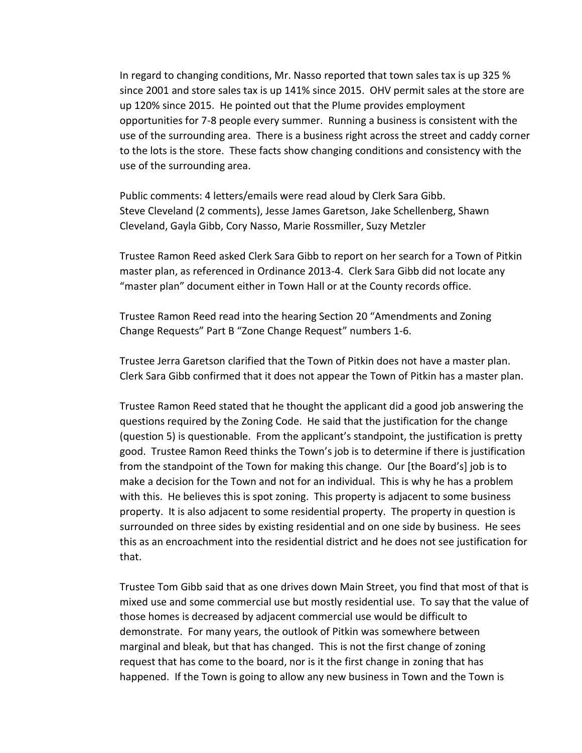In regard to changing conditions, Mr. Nasso reported that town sales tax is up 325 % since 2001 and store sales tax is up 141% since 2015. OHV permit sales at the store are up 120% since 2015. He pointed out that the Plume provides employment opportunities for 7-8 people every summer. Running a business is consistent with the use of the surrounding area. There is a business right across the street and caddy corner to the lots is the store. These facts show changing conditions and consistency with the use of the surrounding area.

Public comments: 4 letters/emails were read aloud by Clerk Sara Gibb.
Steve Cleveland (2 comments), Jesse James Garetson, Jake Schellenberg, Shawn Cleveland, Gayla Gibb, Cory Nasso, Marie Rossmiller, Suzy Metzler

Trustee Ramon Reed asked Clerk Sara Gibb to report on her search for a Town of Pitkin master plan, as referenced in Ordinance 2013-4. Clerk Sara Gibb did not locate any "master plan" document either in Town Hall or at the County records office.

Trustee Ramon Reed read into the hearing Section 20 "Amendments and Zoning Change Requests" Part B "Zone Change Request" numbers 1-6.

Trustee Jerra Garetson clarified that the Town of Pitkin does not have a master plan. Clerk Sara Gibb confirmed that it does not appear the Town of Pitkin has a master plan.

Trustee Ramon Reed stated that he thought the applicant did a good job answering the questions required by the Zoning Code. He said that the justification for the change (question 5) is questionable. From the applicant's standpoint, the justification is pretty good. Trustee Ramon Reed thinks the Town's job is to determine if there is justification from the standpoint of the Town for making this change. Our [the Board's] job is to make a decision for the Town and not for an individual. This is why he has a problem with this. He believes this is spot zoning. This property is adjacent to some business property. It is also adjacent to some residential property. The property in question is surrounded on three sides by existing residential and on one side by business. He sees this as an encroachment into the residential district and he does not see justification for that.

Trustee Tom Gibb said that as one drives down Main Street, you find that most of that is mixed use and some commercial use but mostly residential use. To say that the value of those homes is decreased by adjacent commercial use would be difficult to demonstrate. For many years, the outlook of Pitkin was somewhere between marginal and bleak, but that has changed. This is not the first change of zoning request that has come to the board, nor is it the first change in zoning that has happened. If the Town is going to allow any new business in Town and the Town is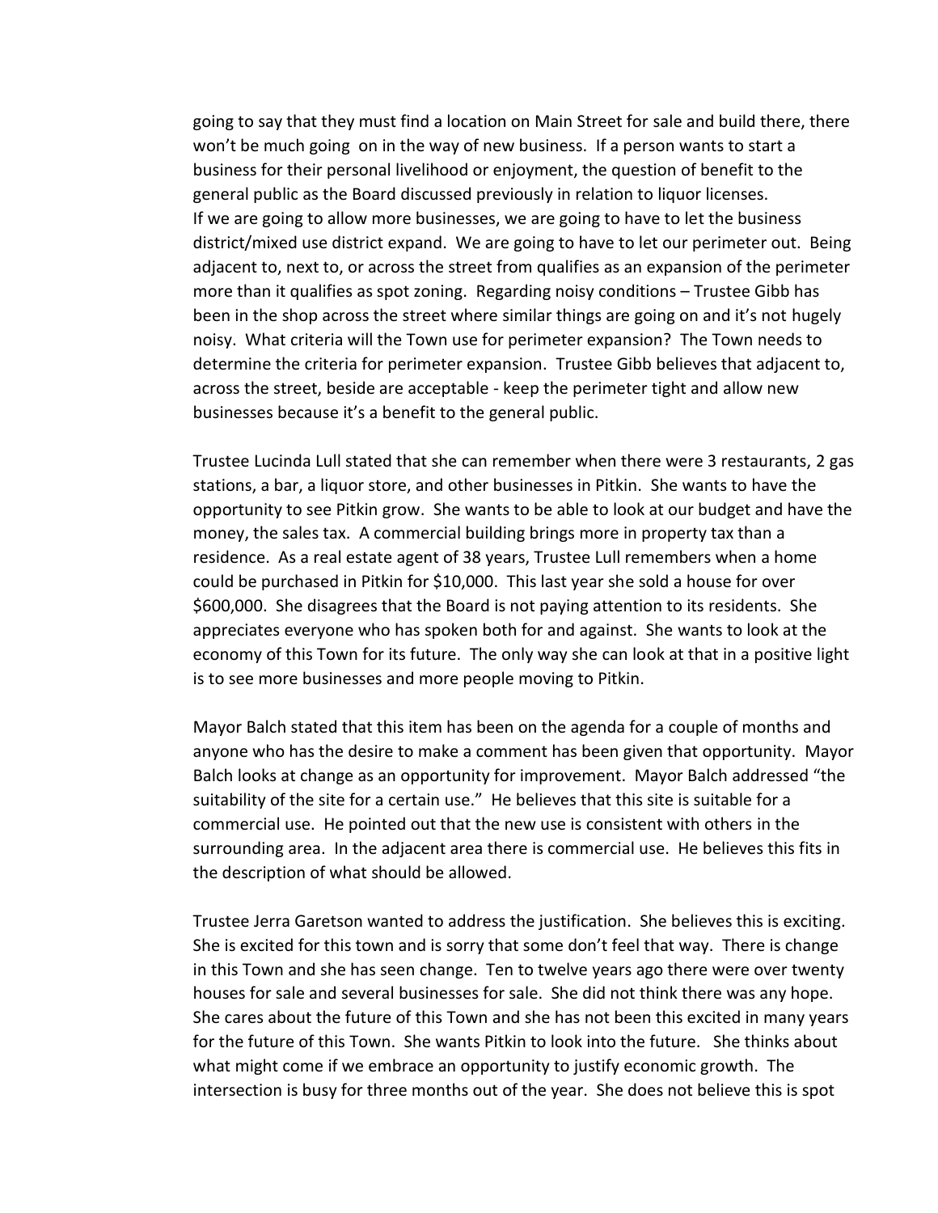going to say that they must find a location on Main Street for sale and build there, there won't be much going on in the way of new business. If a person wants to start a business for their personal livelihood or enjoyment, the question of benefit to the general public as the Board discussed previously in relation to liquor licenses.
If we are going to allow more businesses, we are going to have to let the business district/mixed use district expand. We are going to have to let our perimeter out. Being adjacent to, next to, or across the street from qualifies as an expansion of the perimeter more than it qualifies as spot zoning. Regarding noisy conditions – Trustee Gibb has been in the shop across the street where similar things are going on and it's not hugely noisy. What criteria will the Town use for perimeter expansion? The Town needs to determine the criteria for perimeter expansion. Trustee Gibb believes that adjacent to, across the street, beside are acceptable - keep the perimeter tight and allow new businesses because it's a benefit to the general public.

Trustee Lucinda Lull stated that she can remember when there were 3 restaurants, 2 gas stations, a bar, a liquor store, and other businesses in Pitkin. She wants to have the opportunity to see Pitkin grow. She wants to be able to look at our budget and have the money, the sales tax. A commercial building brings more in property tax than a residence. As a real estate agent of 38 years, Trustee Lull remembers when a home could be purchased in Pitkin for $10,000. This last year she sold a house for over $600,000. She disagrees that the Board is not paying attention to its residents. She appreciates everyone who has spoken both for and against. She wants to look at the economy of this Town for its future. The only way she can look at that in a positive light is to see more businesses and more people moving to Pitkin.

Mayor Balch stated that this item has been on the agenda for a couple of months and anyone who has the desire to make a comment has been given that opportunity. Mayor Balch looks at change as an opportunity for improvement. Mayor Balch addressed "the suitability of the site for a certain use." He believes that this site is suitable for a commercial use. He pointed out that the new use is consistent with others in the surrounding area. In the adjacent area there is commercial use. He believes this fits in the description of what should be allowed.

Trustee Jerra Garetson wanted to address the justification. She believes this is exciting. She is excited for this town and is sorry that some don't feel that way. There is change in this Town and she has seen change. Ten to twelve years ago there were over twenty houses for sale and several businesses for sale. She did not think there was any hope. She cares about the future of this Town and she has not been this excited in many years for the future of this Town. She wants Pitkin to look into the future. She thinks about what might come if we embrace an opportunity to justify economic growth. The intersection is busy for three months out of the year. She does not believe this is spot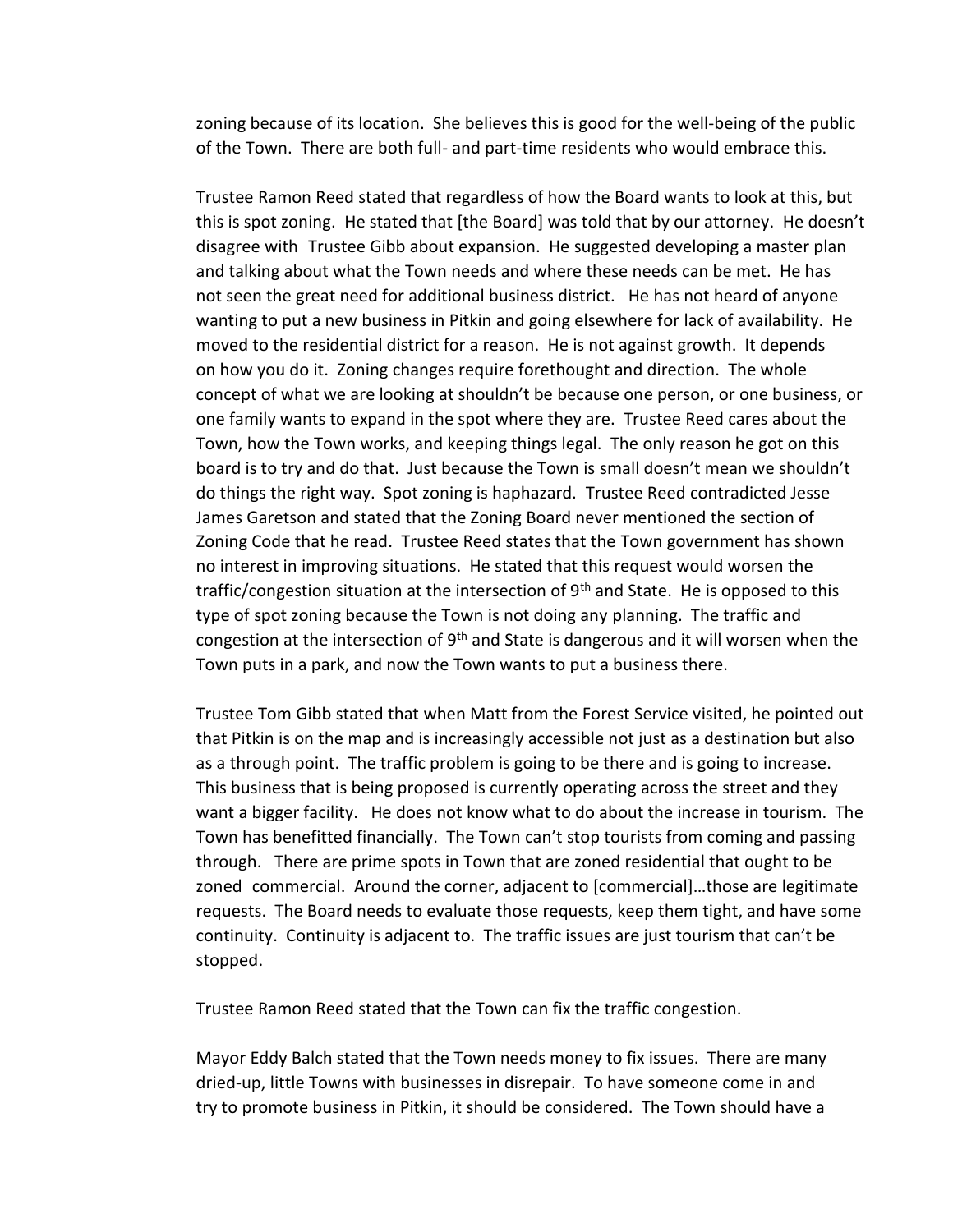zoning because of its location. She believes this is good for the well-being of the public of the Town. There are both full- and part-time residents who would embrace this.

Trustee Ramon Reed stated that regardless of how the Board wants to look at this, but this is spot zoning. He stated that [the Board] was told that by our attorney. He doesn't disagree with Trustee Gibb about expansion. He suggested developing a master plan and talking about what the Town needs and where these needs can be met. He has not seen the great need for additional business district. He has not heard of anyone wanting to put a new business in Pitkin and going elsewhere for lack of availability. He moved to the residential district for a reason. He is not against growth. It depends on how you do it. Zoning changes require forethought and direction. The whole concept of what we are looking at shouldn't be because one person, or one business, or one family wants to expand in the spot where they are. Trustee Reed cares about the Town, how the Town works, and keeping things legal. The only reason he got on this board is to try and do that. Just because the Town is small doesn't mean we shouldn't do things the right way. Spot zoning is haphazard. Trustee Reed contradicted Jesse James Garetson and stated that the Zoning Board never mentioned the section of Zoning Code that he read. Trustee Reed states that the Town government has shown no interest in improving situations. He stated that this request would worsen the traffic/congestion situation at the intersection of 9th and State. He is opposed to this type of spot zoning because the Town is not doing any planning. The traffic and congestion at the intersection of 9th and State is dangerous and it will worsen when the Town puts in a park, and now the Town wants to put a business there.

Trustee Tom Gibb stated that when Matt from the Forest Service visited, he pointed out that Pitkin is on the map and is increasingly accessible not just as a destination but also as a through point. The traffic problem is going to be there and is going to increase. This business that is being proposed is currently operating across the street and they want a bigger facility. He does not know what to do about the increase in tourism. The Town has benefitted financially. The Town can't stop tourists from coming and passing through. There are prime spots in Town that are zoned residential that ought to be zoned commercial. Around the corner, adjacent to [commercial]…those are legitimate requests. The Board needs to evaluate those requests, keep them tight, and have some continuity. Continuity is adjacent to. The traffic issues are just tourism that can't be stopped.

Trustee Ramon Reed stated that the Town can fix the traffic congestion.

Mayor Eddy Balch stated that the Town needs money to fix issues. There are many dried-up, little Towns with businesses in disrepair. To have someone come in and try to promote business in Pitkin, it should be considered. The Town should have a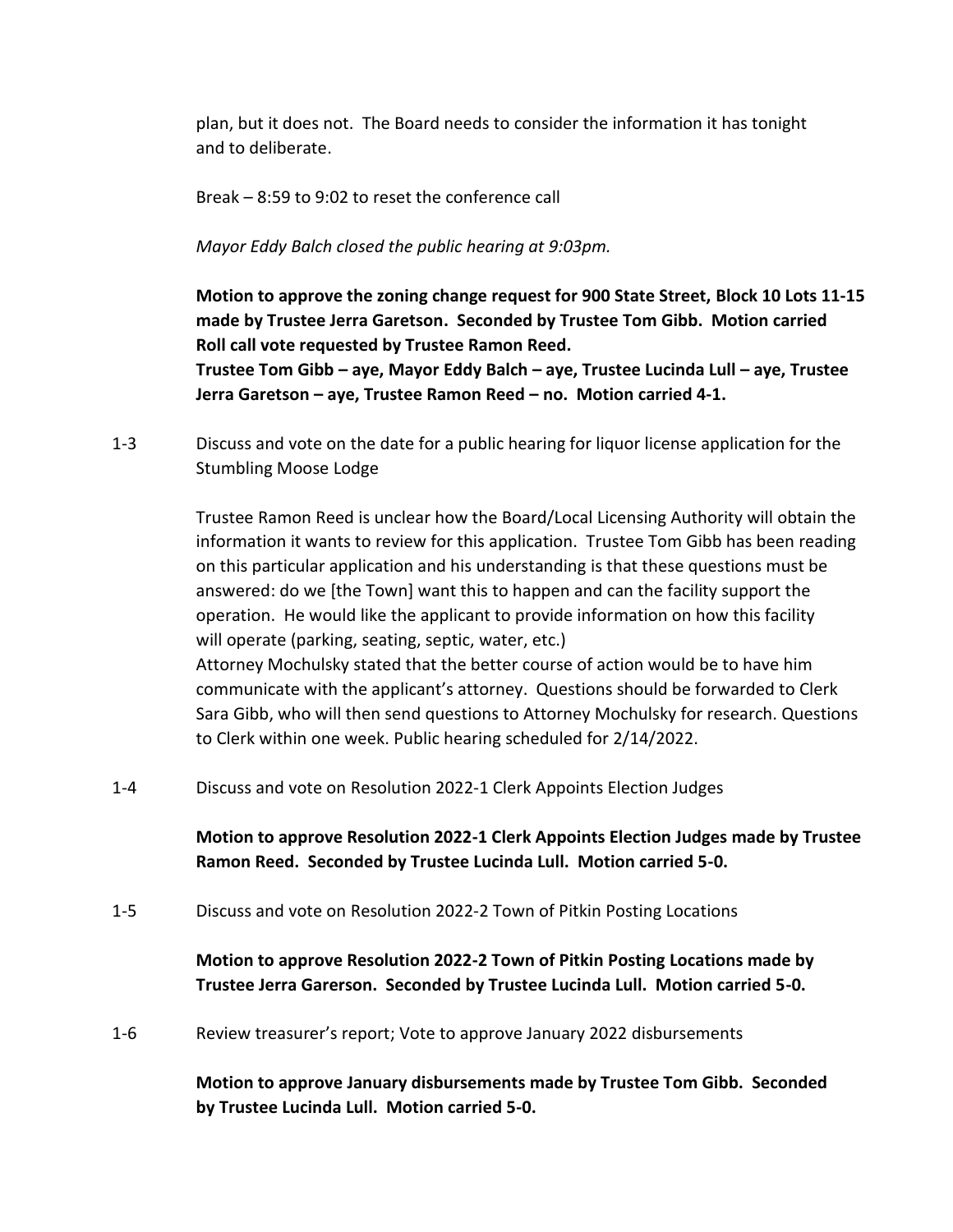plan, but it does not. The Board needs to consider the information it has tonight and to deliberate.

Break – 8:59 to 9:02 to reset the conference call

*Mayor Eddy Balch closed the public hearing at 9:03pm.*

**Motion to approve the zoning change request for 900 State Street, Block 10 Lots 11-15 made by Trustee Jerra Garetson. Seconded by Trustee Tom Gibb. Motion carried Roll call vote requested by Trustee Ramon Reed.**
**Trustee Tom Gibb – aye, Mayor Eddy Balch – aye, Trustee Lucinda Lull – aye, Trustee Jerra Garetson – aye, Trustee Ramon Reed – no. Motion carried 4-1.**

1-3 Discuss and vote on the date for a public hearing for liquor license application for the Stumbling Moose Lodge

Trustee Ramon Reed is unclear how the Board/Local Licensing Authority will obtain the information it wants to review for this application. Trustee Tom Gibb has been reading on this particular application and his understanding is that these questions must be answered: do we [the Town] want this to happen and can the facility support the operation. He would like the applicant to provide information on how this facility will operate (parking, seating, septic, water, etc.)
Attorney Mochulsky stated that the better course of action would be to have him communicate with the applicant's attorney. Questions should be forwarded to Clerk Sara Gibb, who will then send questions to Attorney Mochulsky for research. Questions to Clerk within one week. Public hearing scheduled for 2/14/2022.

1-4 Discuss and vote on Resolution 2022-1 Clerk Appoints Election Judges

**Motion to approve Resolution 2022-1 Clerk Appoints Election Judges made by Trustee Ramon Reed. Seconded by Trustee Lucinda Lull. Motion carried 5-0.**

1-5 Discuss and vote on Resolution 2022-2 Town of Pitkin Posting Locations

**Motion to approve Resolution 2022-2 Town of Pitkin Posting Locations made by Trustee Jerra Garerson. Seconded by Trustee Lucinda Lull. Motion carried 5-0.**

1-6 Review treasurer's report; Vote to approve January 2022 disbursements

**Motion to approve January disbursements made by Trustee Tom Gibb. Seconded by Trustee Lucinda Lull. Motion carried 5-0.**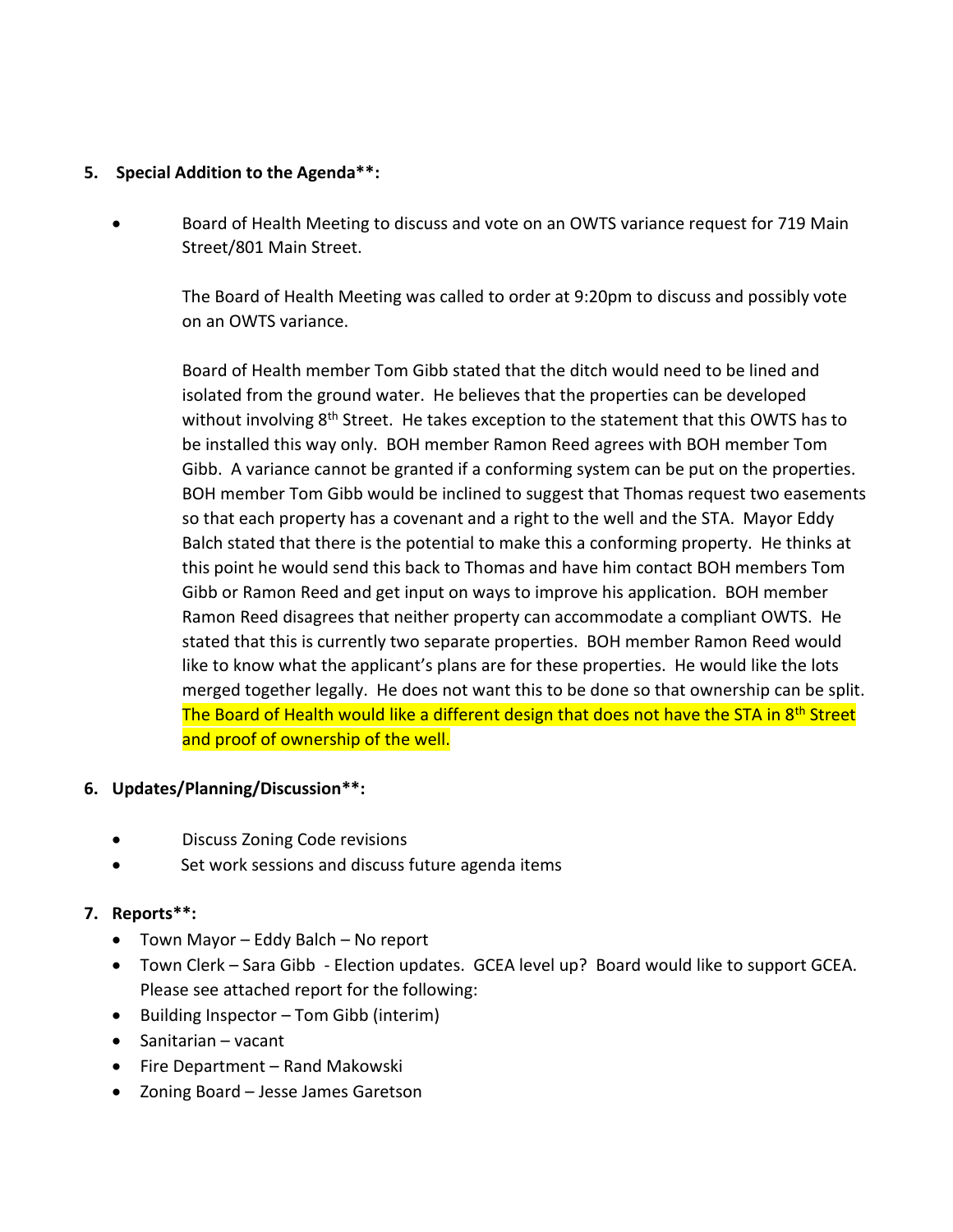## 5. Special Addition to the Agenda**:

- Board of Health Meeting to discuss and vote on an OWTS variance request for 719 Main Street/801 Main Street.

  The Board of Health Meeting was called to order at 9:20pm to discuss and possibly vote on an OWTS variance.

  Board of Health member Tom Gibb stated that the ditch would need to be lined and isolated from the ground water. He believes that the properties can be developed without involving 8th Street. He takes exception to the statement that this OWTS has to be installed this way only. BOH member Ramon Reed agrees with BOH member Tom Gibb. A variance cannot be granted if a conforming system can be put on the properties. BOH member Tom Gibb would be inclined to suggest that Thomas request two easements so that each property has a covenant and a right to the well and the STA. Mayor Eddy Balch stated that there is the potential to make this a conforming property. He thinks at this point he would send this back to Thomas and have him contact BOH members Tom Gibb or Ramon Reed and get input on ways to improve his application. BOH member Ramon Reed disagrees that neither property can accommodate a compliant OWTS. He stated that this is currently two separate properties. BOH member Ramon Reed would like to know what the applicant's plans are for these properties. He would like the lots merged together legally. He does not want this to be done so that ownership can be split. The Board of Health would like a different design that does not have the STA in 8th Street and proof of ownership of the well.

## 6. Updates/Planning/Discussion**:

- Discuss Zoning Code revisions
- Set work sessions and discuss future agenda items

## 7. Reports**:

- Town Mayor – Eddy Balch – No report
- Town Clerk – Sara Gibb - Election updates. GCEA level up? Board would like to support GCEA. Please see attached report for the following:
- Building Inspector – Tom Gibb (interim)
- Sanitarian – vacant
- Fire Department – Rand Makowski
- Zoning Board – Jesse James Garetson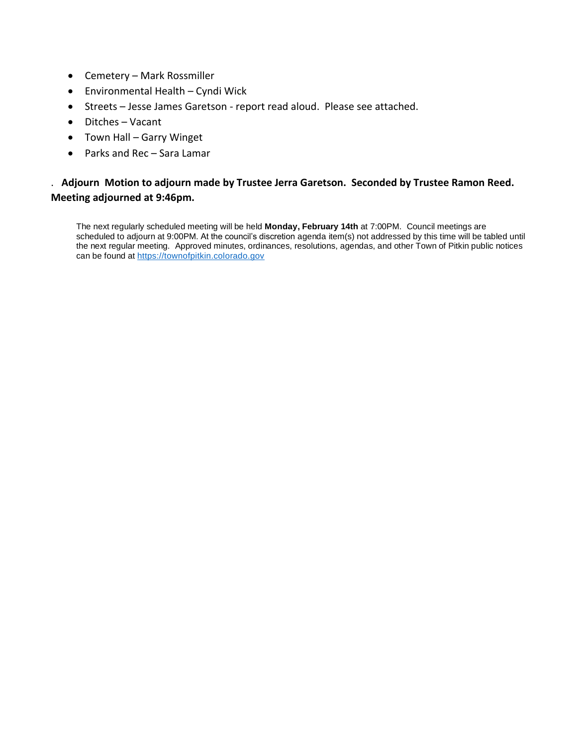- Cemetery – Mark Rossmiller
- Environmental Health – Cyndi Wick
- Streets – Jesse James Garetson - report read aloud. Please see attached.
- Ditches – Vacant
- Town Hall – Garry Winget
- Parks and Rec – Sara Lamar

. **Adjourn Motion to adjourn made by Trustee Jerra Garetson. Seconded by Trustee Ramon Reed. Meeting adjourned at 9:46pm.**

The next regularly scheduled meeting will be held **Monday, February 14th** at 7:00PM. Council meetings are scheduled to adjourn at 9:00PM. At the council's discretion agenda item(s) not addressed by this time will be tabled until the next regular meeting. Approved minutes, ordinances, resolutions, agendas, and other Town of Pitkin public notices can be found at https://townofpitkin.colorado.gov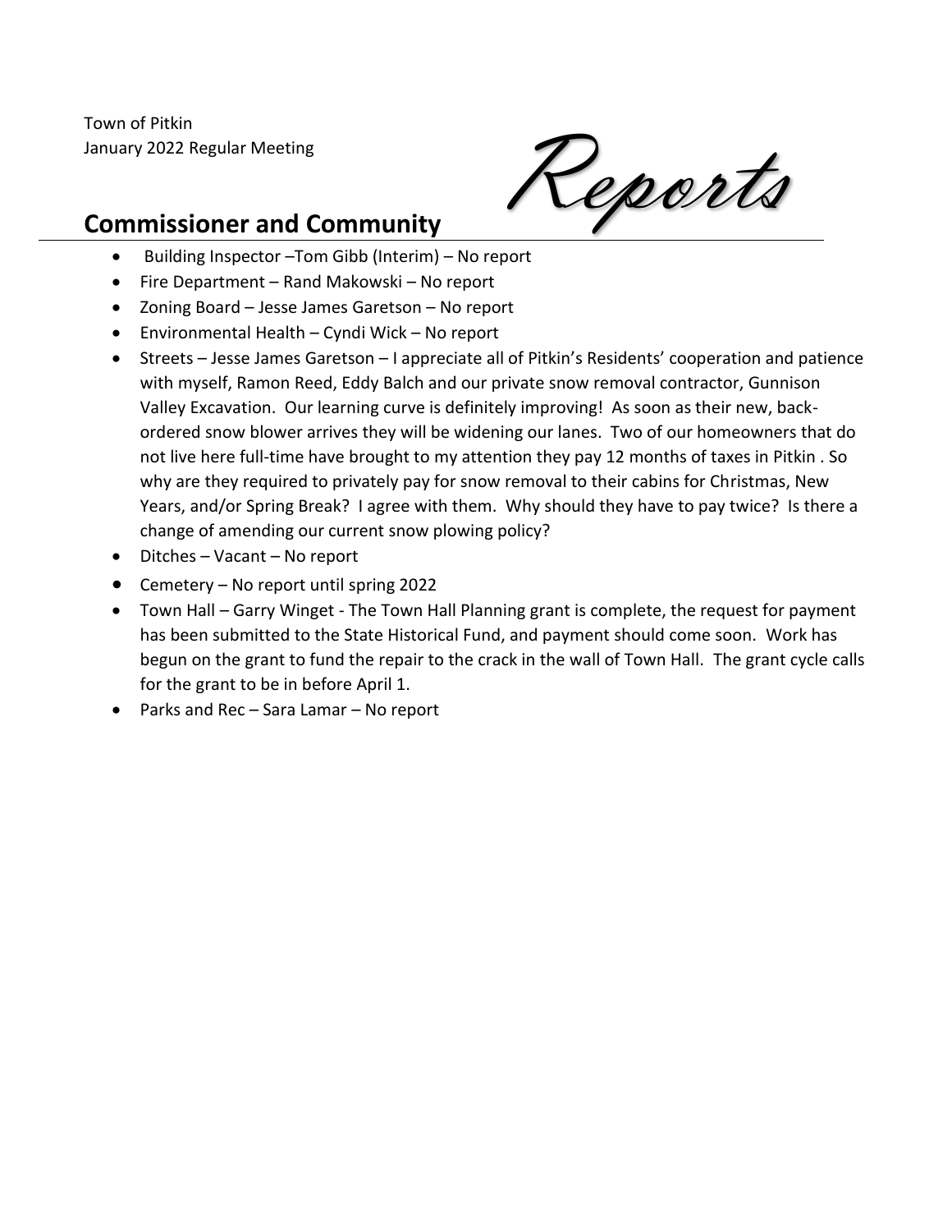Town of Pitkin
January 2022 Regular Meeting

*Reports*

## Commissioner and Community

- Building Inspector –Tom Gibb (Interim) – No report
- Fire Department – Rand Makowski – No report
- Zoning Board – Jesse James Garetson – No report
- Environmental Health – Cyndi Wick – No report
- Streets – Jesse James Garetson – I appreciate all of Pitkin's Residents' cooperation and patience with myself, Ramon Reed, Eddy Balch and our private snow removal contractor, Gunnison Valley Excavation. Our learning curve is definitely improving! As soon as their new, back-ordered snow blower arrives they will be widening our lanes. Two of our homeowners that do not live here full-time have brought to my attention they pay 12 months of taxes in Pitkin . So why are they required to privately pay for snow removal to their cabins for Christmas, New Years, and/or Spring Break? I agree with them. Why should they have to pay twice? Is there a change of amending our current snow plowing policy?
- Ditches – Vacant – No report
- Cemetery – No report until spring 2022
- Town Hall – Garry Winget - The Town Hall Planning grant is complete, the request for payment has been submitted to the State Historical Fund, and payment should come soon. Work has begun on the grant to fund the repair to the crack in the wall of Town Hall. The grant cycle calls for the grant to be in before April 1.
- Parks and Rec – Sara Lamar – No report